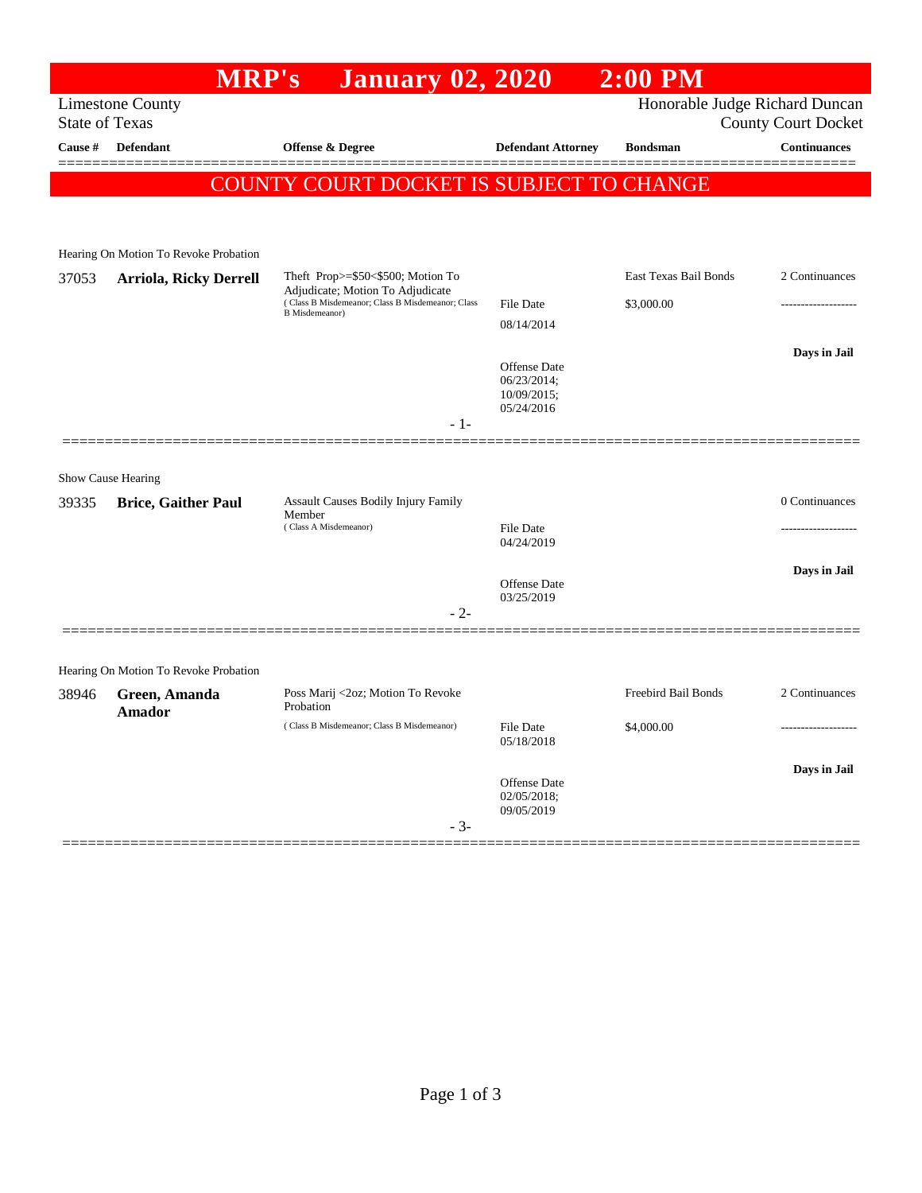# MRP's January 02, 2020 2:00 PM

Limestone County
State of Texas

Honorable Judge Richard Duncan
County Court Docket

| Cause # | Defendant | Offense & Degree | Defendant Attorney | Bondsman | Continuances |
|---|---|---|---|---|---|

**COUNTY COURT DOCKET IS SUBJECT TO CHANGE**

Hearing On Motion To Revoke Probation

| Cause # | Defendant | Offense & Degree | Defendant Attorney | Bondsman | Continuances |
|---|---|---|---|---|---|
| 37053 | **Arriola, Ricky Derrell** | Theft Prop>=$50<$500; Motion To Adjudicate; Motion To Adjudicate ( Class B Misdemeanor; Class B Misdemeanor; Class B Misdemeanor) | File Date 08/14/2014<br>Offense Date 06/23/2014; 10/09/2015; 05/24/2016 | East Texas Bail Bonds<br>$3,000.00 | 2 Continuances<br>-------------------<br>**Days in Jail** |

- 1-

Show Cause Hearing

| Cause # | Defendant | Offense & Degree | Defendant Attorney | Bondsman | Continuances |
|---|---|---|---|---|---|
| 39335 | **Brice, Gaither Paul** | Assault Causes Bodily Injury Family Member ( Class A Misdemeanor) | File Date 04/24/2019<br>Offense Date 03/25/2019 | | 0 Continuances<br>-------------------<br>**Days in Jail** |

- 2-

Hearing On Motion To Revoke Probation

| Cause # | Defendant | Offense & Degree | Defendant Attorney | Bondsman | Continuances |
|---|---|---|---|---|---|
| 38946 | **Green, Amanda Amador** | Poss Marij <2oz; Motion To Revoke Probation ( Class B Misdemeanor; Class B Misdemeanor) | File Date 05/18/2018<br>Offense Date 02/05/2018; 09/05/2019 | Freebird Bail Bonds<br>$4,000.00 | 2 Continuances<br>-------------------<br>**Days in Jail** |

- 3-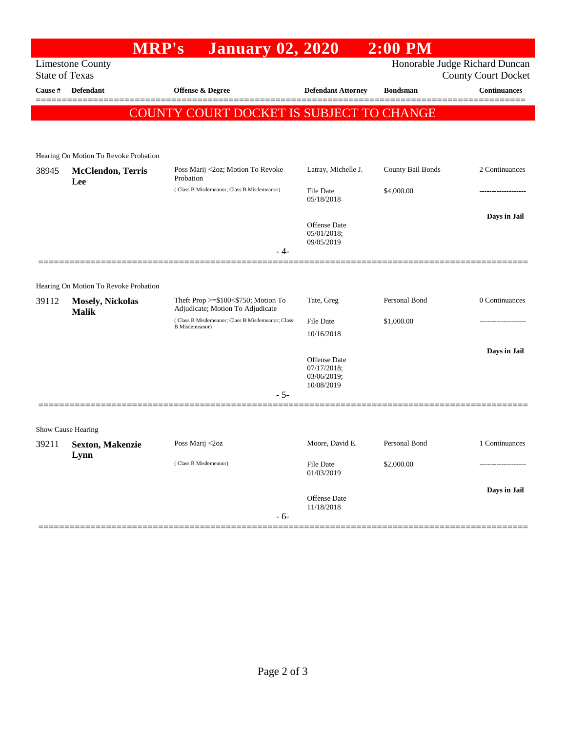# MRP's January 02, 2020 2:00 PM

Limestone County
State of Texas

Honorable Judge Richard Duncan
County Court Docket

| Cause # | Defendant | Offense & Degree | Defendant Attorney | Bondsman | Continuances |
|---|---|---|---|---|---|

## COUNTY COURT DOCKET IS SUBJECT TO CHANGE

Hearing On Motion To Revoke Probation

| Cause # | Defendant | Offense & Degree | Defendant Attorney | Bondsman | Continuances |
|---|---|---|---|---|---|
| 38945 | **McClendon, Terris Lee** | Poss Marij <2oz; Motion To Revoke Probation ( Class B Misdemeanor; Class B Misdemeanor) | Latray, Michelle J. File Date 05/18/2018 Offense Date 05/01/2018; 09/05/2019 | County Bail Bonds $4,000.00 | 2 Continuances ------------------- **Days in Jail** |

- 4-

Hearing On Motion To Revoke Probation

| Cause # | Defendant | Offense & Degree | Defendant Attorney | Bondsman | Continuances |
|---|---|---|---|---|---|
| 39112 | **Mosely, Nickolas Malik** | Theft Prop >=$100<$750; Motion To Adjudicate; Motion To Adjudicate ( Class B Misdemeanor; Class B Misdemeanor; Class B Misdemeanor) | Tate, Greg File Date 10/16/2018 Offense Date 07/17/2018; 03/06/2019; 10/08/2019 | Personal Bond $1,000.00 | 0 Continuances ------------------- **Days in Jail** |

- 5-

Show Cause Hearing

| Cause # | Defendant | Offense & Degree | Defendant Attorney | Bondsman | Continuances |
|---|---|---|---|---|---|
| 39211 | **Sexton, Makenzie Lynn** | Poss Marij <2oz ( Class B Misdemeanor) | Moore, David E. File Date 01/03/2019 Offense Date 11/18/2018 | Personal Bond $2,000.00 | 1 Continuances ------------------- **Days in Jail** |

- 6-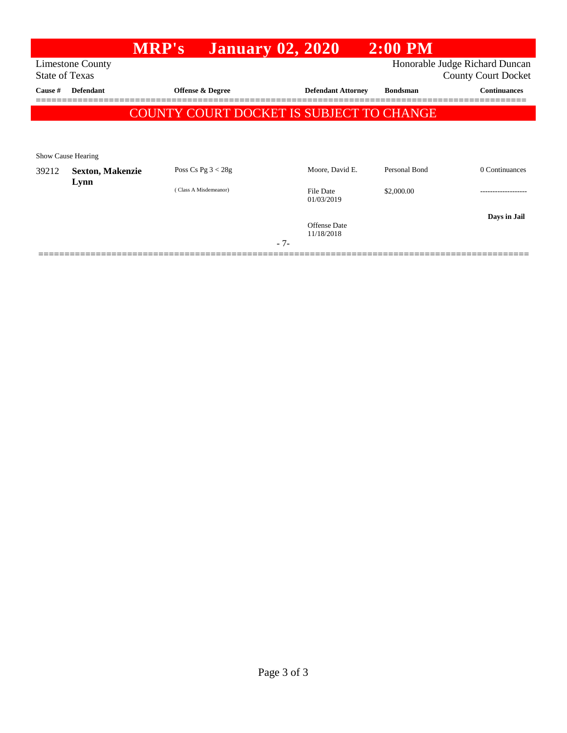# MRP's January 02, 2020 2:00 PM

Limestone County
State of Texas

Honorable Judge Richard Duncan
County Court Docket

| Cause # | Defendant | Offense & Degree | Defendant Attorney | Bondsman | Continuances |
|---|---|---|---|---|---|

## COUNTY COURT DOCKET IS SUBJECT TO CHANGE

Show Cause Hearing

| Cause # | Defendant | Offense & Degree | Defendant Attorney | Bondsman | Continuances |
|---|---|---|---|---|---|
| 39212 | **Sexton, Makenzie Lynn** | Poss Cs Pg 3 < 28g | Moore, David E. | Personal Bond | 0 Continuances |
| | | ( Class A Misdemeanor) | File Date 01/03/2019 | $2,000.00 | ------------------- |
| | | | Offense Date 11/18/2018 | | **Days in Jail** |

- 7-